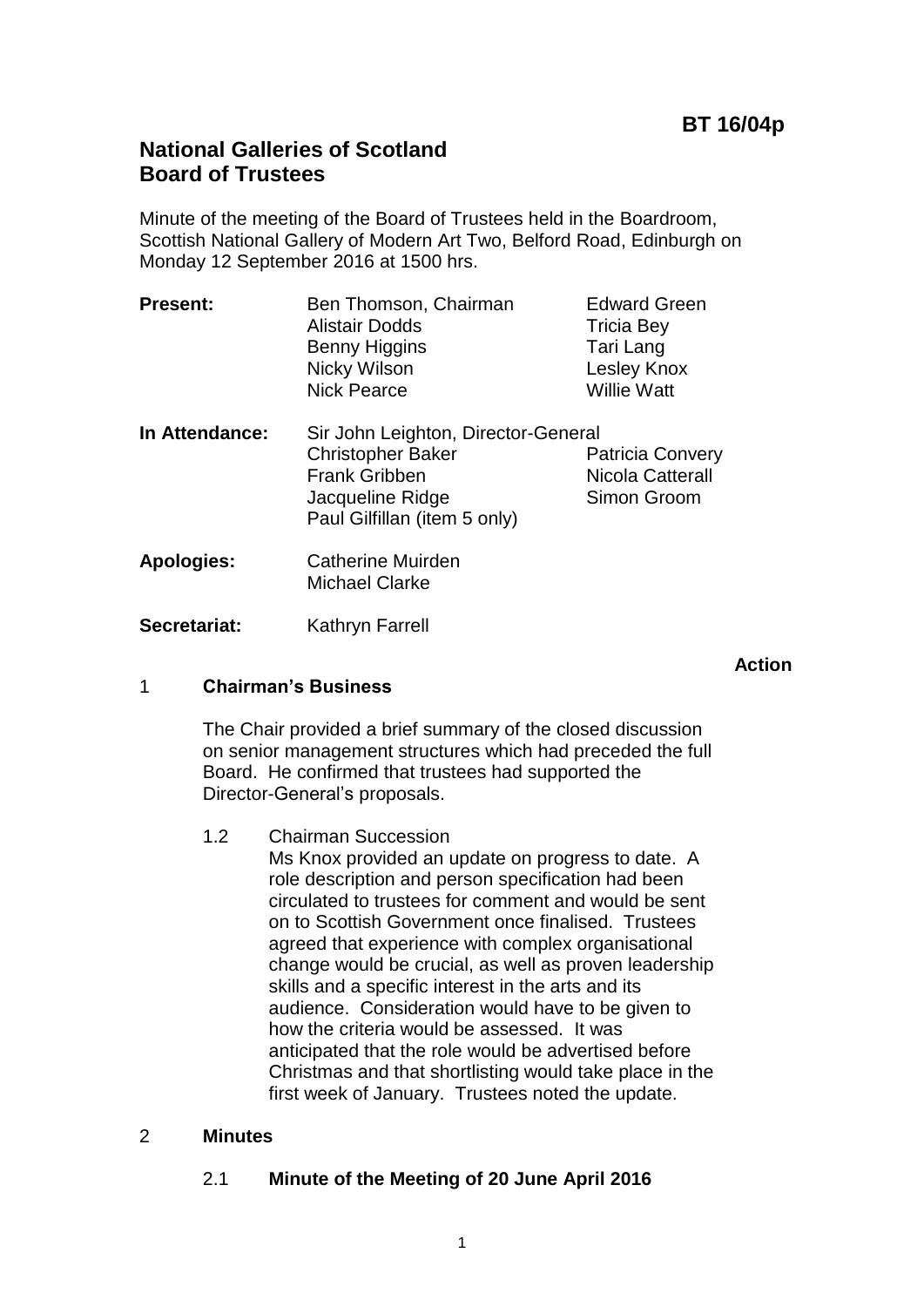**BT 16/04p**

# National Galleries of Scotland
# Board of Trustees

Minute of the meeting of the Board of Trustees held in the Boardroom, Scottish National Gallery of Modern Art Two, Belford Road, Edinburgh on Monday 12 September 2016 at 1500 hrs.

| | | |
|---|---|---|
| **Present:** | Ben Thomson, Chairman | Edward Green |
| | Alistair Dodds | Tricia Bey |
| | Benny Higgins | Tari Lang |
| | Nicky Wilson | Lesley Knox |
| | Nick Pearce | Willie Watt |
| **In Attendance:** | Sir John Leighton, Director-General | |
| | Christopher Baker | Patricia Convery |
| | Frank Gribben | Nicola Catterall |
| | Jacqueline Ridge | Simon Groom |
| | Paul Gilfillan (item 5 only) | |
| **Apologies:** | Catherine Muirden | |
| | Michael Clarke | |
| **Secretariat:** | Kathryn Farrell | |

**Action**

## 1 Chairman's Business

The Chair provided a brief summary of the closed discussion on senior management structures which had preceded the full Board. He confirmed that trustees had supported the Director-General's proposals.

1.2 Chairman Succession

Ms Knox provided an update on progress to date. A role description and person specification had been circulated to trustees for comment and would be sent on to Scottish Government once finalised. Trustees agreed that experience with complex organisational change would be crucial, as well as proven leadership skills and a specific interest in the arts and its audience. Consideration would have to be given to how the criteria would be assessed. It was anticipated that the role would be advertised before Christmas and that shortlisting would take place in the first week of January. Trustees noted the update.

## 2 Minutes

### 2.1 Minute of the Meeting of 20 June April 2016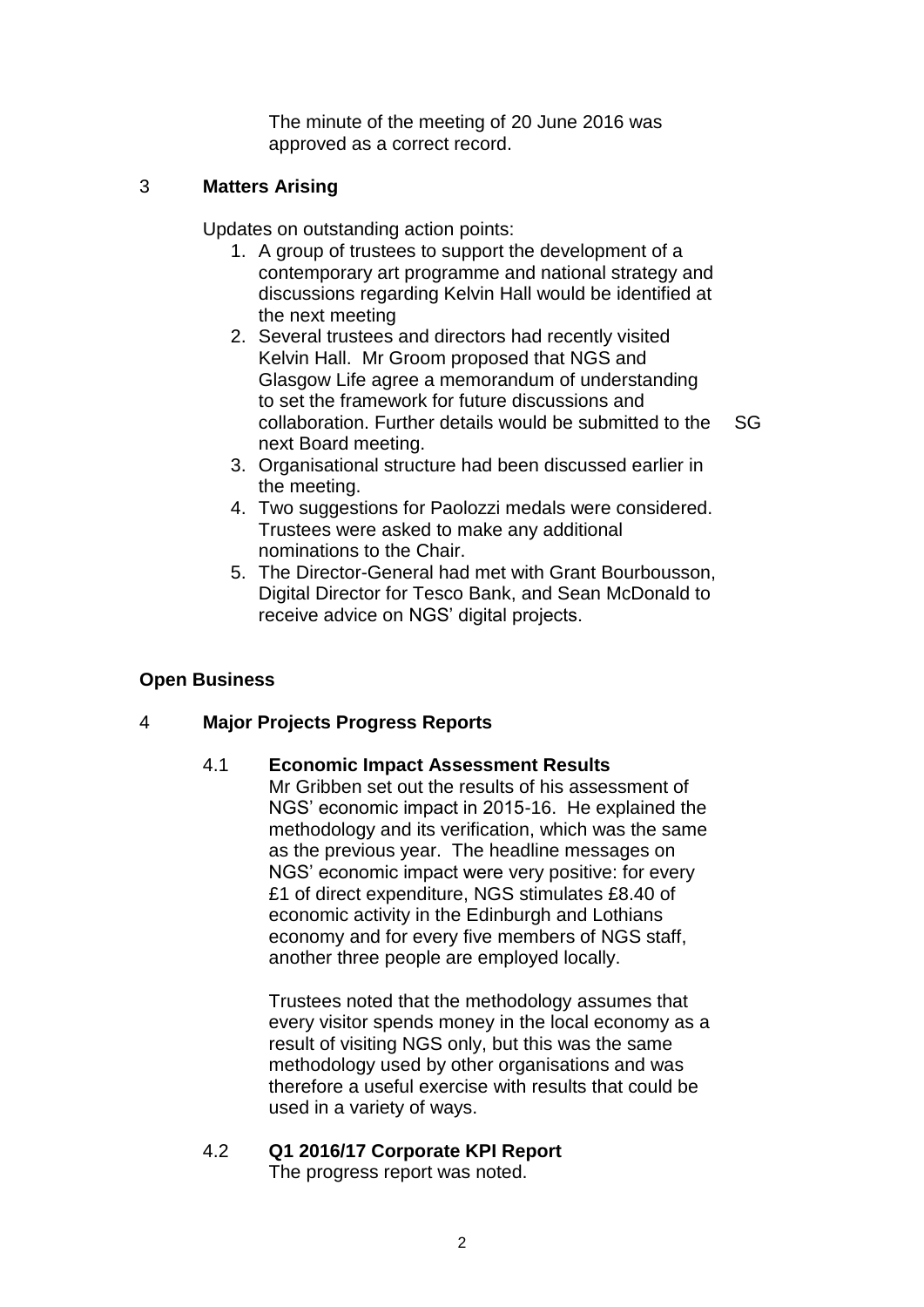The minute of the meeting of 20 June 2016 was approved as a correct record.

## 3 Matters Arising

Updates on outstanding action points:

1. A group of trustees to support the development of a contemporary art programme and national strategy and discussions regarding Kelvin Hall would be identified at the next meeting
2. Several trustees and directors had recently visited Kelvin Hall. Mr Groom proposed that NGS and Glasgow Life agree a memorandum of understanding to set the framework for future discussions and collaboration. Further details would be submitted to the next Board meeting. SG
3. Organisational structure had been discussed earlier in the meeting.
4. Two suggestions for Paolozzi medals were considered. Trustees were asked to make any additional nominations to the Chair.
5. The Director-General had met with Grant Bourbousson, Digital Director for Tesco Bank, and Sean McDonald to receive advice on NGS' digital projects.

## Open Business

## 4 Major Projects Progress Reports

### 4.1 Economic Impact Assessment Results

Mr Gribben set out the results of his assessment of NGS' economic impact in 2015-16. He explained the methodology and its verification, which was the same as the previous year. The headline messages on NGS' economic impact were very positive: for every £1 of direct expenditure, NGS stimulates £8.40 of economic activity in the Edinburgh and Lothians economy and for every five members of NGS staff, another three people are employed locally.

Trustees noted that the methodology assumes that every visitor spends money in the local economy as a result of visiting NGS only, but this was the same methodology used by other organisations and was therefore a useful exercise with results that could be used in a variety of ways.

### 4.2 Q1 2016/17 Corporate KPI Report

The progress report was noted.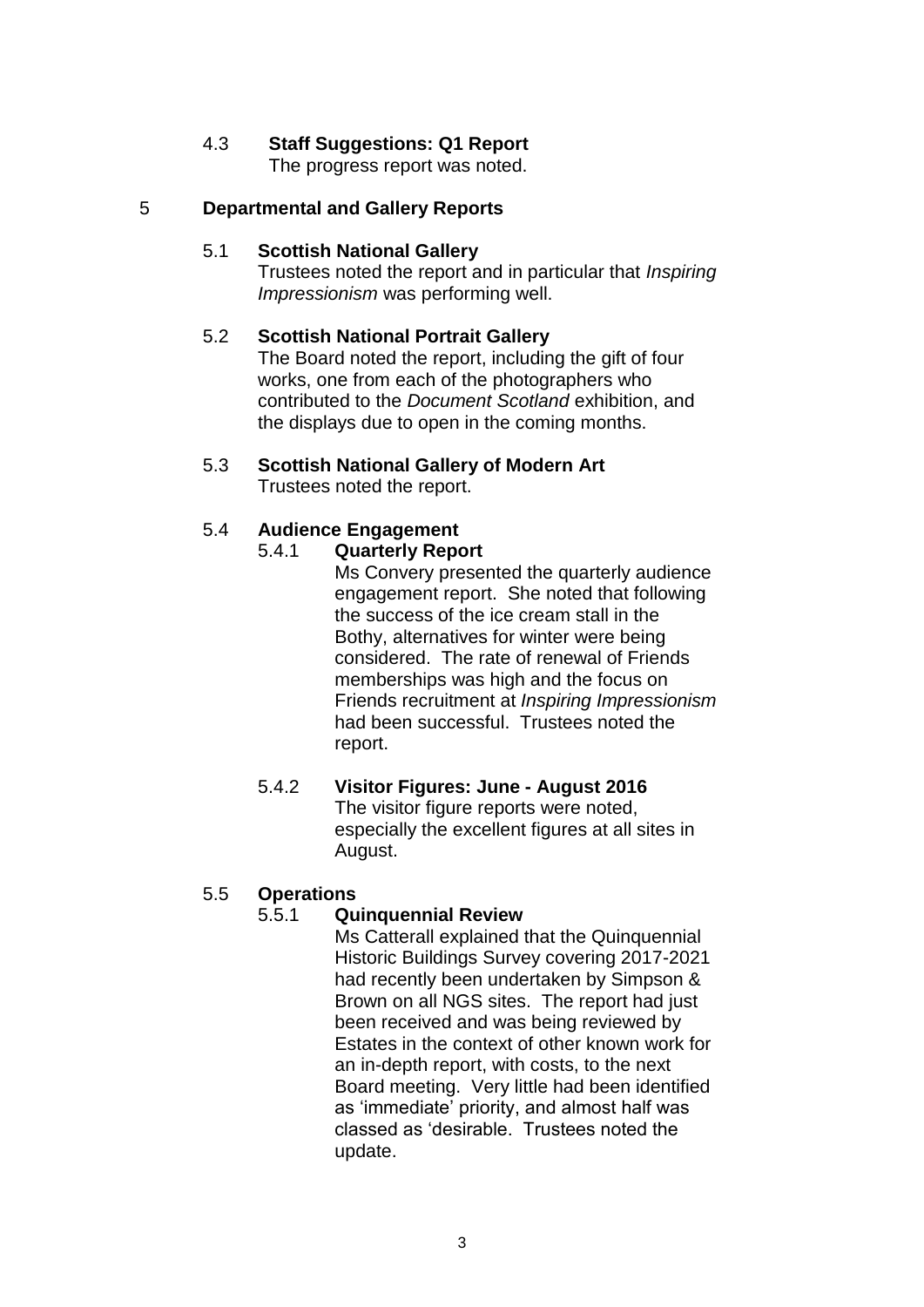### 4.3 Staff Suggestions: Q1 Report

The progress report was noted.

## 5 Departmental and Gallery Reports

### 5.1 Scottish National Gallery

Trustees noted the report and in particular that *Inspiring Impressionism* was performing well.

### 5.2 Scottish National Portrait Gallery

The Board noted the report, including the gift of four works, one from each of the photographers who contributed to the *Document Scotland* exhibition, and the displays due to open in the coming months.

### 5.3 Scottish National Gallery of Modern Art

Trustees noted the report.

### 5.4 Audience Engagement

#### 5.4.1 Quarterly Report

Ms Convery presented the quarterly audience engagement report. She noted that following the success of the ice cream stall in the Bothy, alternatives for winter were being considered. The rate of renewal of Friends memberships was high and the focus on Friends recruitment at *Inspiring Impressionism* had been successful. Trustees noted the report.

#### 5.4.2 Visitor Figures: June - August 2016

The visitor figure reports were noted, especially the excellent figures at all sites in August.

### 5.5 Operations

#### 5.5.1 Quinquennial Review

Ms Catterall explained that the Quinquennial Historic Buildings Survey covering 2017-2021 had recently been undertaken by Simpson & Brown on all NGS sites. The report had just been received and was being reviewed by Estates in the context of other known work for an in-depth report, with costs, to the next Board meeting. Very little had been identified as 'immediate' priority, and almost half was classed as 'desirable. Trustees noted the update.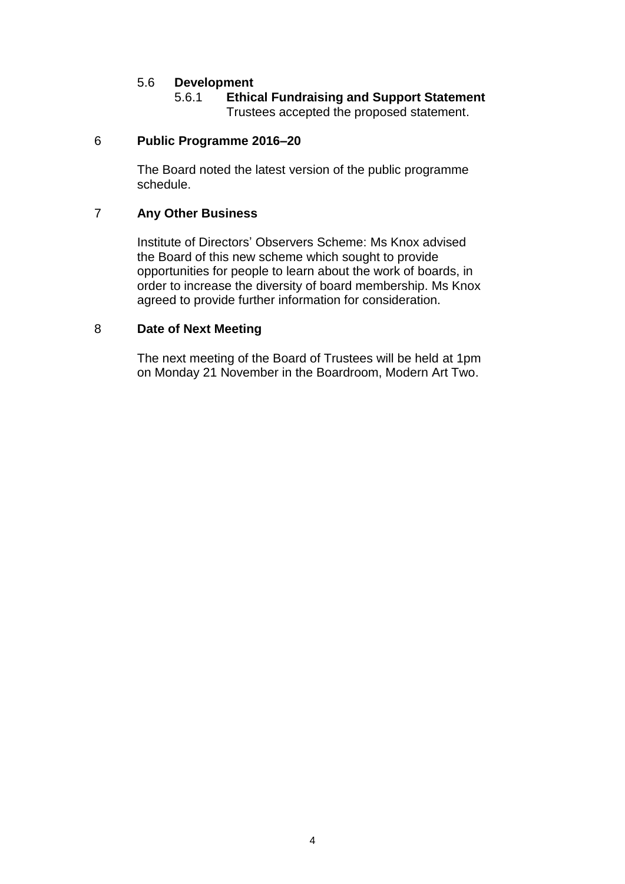5.6 **Development**

5.6.1 **Ethical Fundraising and Support Statement**

Trustees accepted the proposed statement.

## 6 Public Programme 2016–20

The Board noted the latest version of the public programme schedule.

## 7 Any Other Business

Institute of Directors' Observers Scheme: Ms Knox advised the Board of this new scheme which sought to provide opportunities for people to learn about the work of boards, in order to increase the diversity of board membership. Ms Knox agreed to provide further information for consideration.

## 8 Date of Next Meeting

The next meeting of the Board of Trustees will be held at 1pm on Monday 21 November in the Boardroom, Modern Art Two.